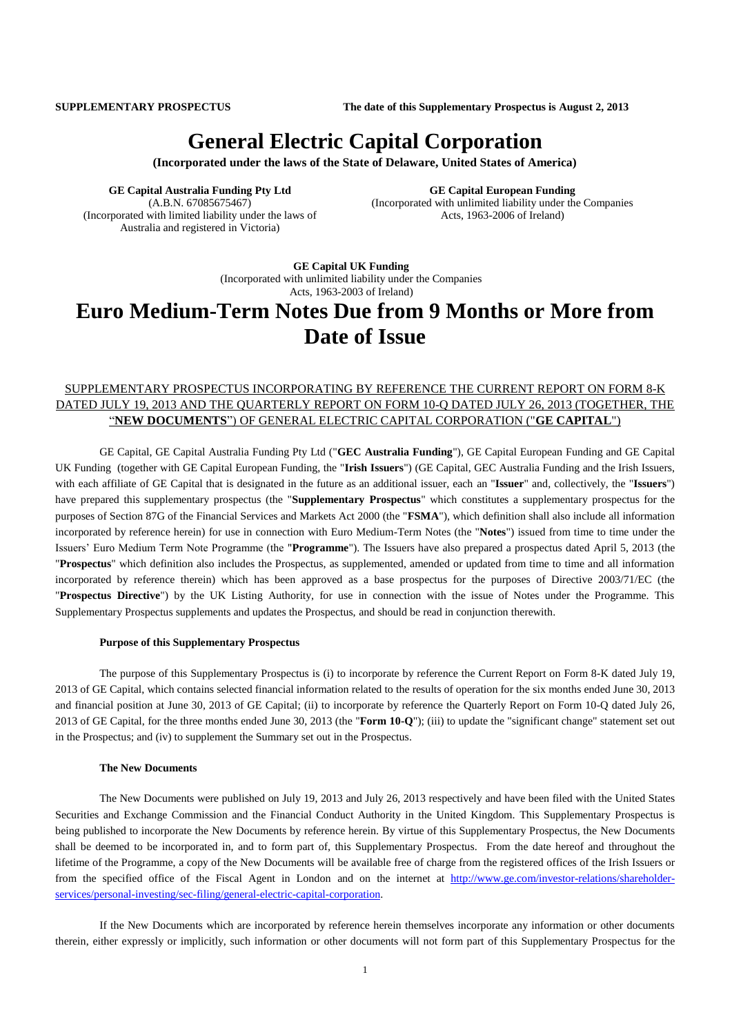**SUPPLEMENTARY PROSPECTUS** **The date of this Supplementary Prospectus is August 2, 2013**

# General Electric Capital Corporation

**(Incorporated under the laws of the State of Delaware, United States of America)**

**GE Capital Australia Funding Pty Ltd**
(A.B.N. 67085675467)
(Incorporated with limited liability under the laws of Australia and registered in Victoria)

**GE Capital European Funding**
(Incorporated with unlimited liability under the Companies Acts, 1963-2006 of Ireland)

**GE Capital UK Funding**
(Incorporated with unlimited liability under the Companies Acts, 1963-2003 of Ireland)

# Euro Medium-Term Notes Due from 9 Months or More from Date of Issue

SUPPLEMENTARY PROSPECTUS INCORPORATING BY REFERENCE THE CURRENT REPORT ON FORM 8-K DATED JULY 19, 2013 AND THE QUARTERLY REPORT ON FORM 10-Q DATED JULY 26, 2013 (TOGETHER, THE "**NEW DOCUMENTS**") OF GENERAL ELECTRIC CAPITAL CORPORATION ("**GE CAPITAL**")

GE Capital, GE Capital Australia Funding Pty Ltd ("**GEC Australia Funding**"), GE Capital European Funding and GE Capital UK Funding (together with GE Capital European Funding, the "**Irish Issuers**") (GE Capital, GEC Australia Funding and the Irish Issuers, with each affiliate of GE Capital that is designated in the future as an additional issuer, each an "**Issuer**" and, collectively, the "**Issuers**") have prepared this supplementary prospectus (the "**Supplementary Prospectus**" which constitutes a supplementary prospectus for the purposes of Section 87G of the Financial Services and Markets Act 2000 (the "**FSMA**"), which definition shall also include all information incorporated by reference herein) for use in connection with Euro Medium-Term Notes (the "**Notes**") issued from time to time under the Issuers' Euro Medium Term Note Programme (the "**Programme**"). The Issuers have also prepared a prospectus dated April 5, 2013 (the "**Prospectus**" which definition also includes the Prospectus, as supplemented, amended or updated from time to time and all information incorporated by reference therein) which has been approved as a base prospectus for the purposes of Directive 2003/71/EC (the "**Prospectus Directive**") by the UK Listing Authority, for use in connection with the issue of Notes under the Programme. This Supplementary Prospectus supplements and updates the Prospectus, and should be read in conjunction therewith.

**Purpose of this Supplementary Prospectus**

The purpose of this Supplementary Prospectus is (i) to incorporate by reference the Current Report on Form 8-K dated July 19, 2013 of GE Capital, which contains selected financial information related to the results of operation for the six months ended June 30, 2013 and financial position at June 30, 2013 of GE Capital; (ii) to incorporate by reference the Quarterly Report on Form 10-Q dated July 26, 2013 of GE Capital, for the three months ended June 30, 2013 (the "**Form 10-Q**"); (iii) to update the "significant change" statement set out in the Prospectus; and (iv) to supplement the Summary set out in the Prospectus.

**The New Documents**

The New Documents were published on July 19, 2013 and July 26, 2013 respectively and have been filed with the United States Securities and Exchange Commission and the Financial Conduct Authority in the United Kingdom. This Supplementary Prospectus is being published to incorporate the New Documents by reference herein. By virtue of this Supplementary Prospectus, the New Documents shall be deemed to be incorporated in, and to form part of, this Supplementary Prospectus. From the date hereof and throughout the lifetime of the Programme, a copy of the New Documents will be available free of charge from the registered offices of the Irish Issuers or from the specified office of the Fiscal Agent in London and on the internet at http://www.ge.com/investor-relations/shareholder-services/personal-investing/sec-filing/general-electric-capital-corporation.

If the New Documents which are incorporated by reference herein themselves incorporate any information or other documents therein, either expressly or implicitly, such information or other documents will not form part of this Supplementary Prospectus for the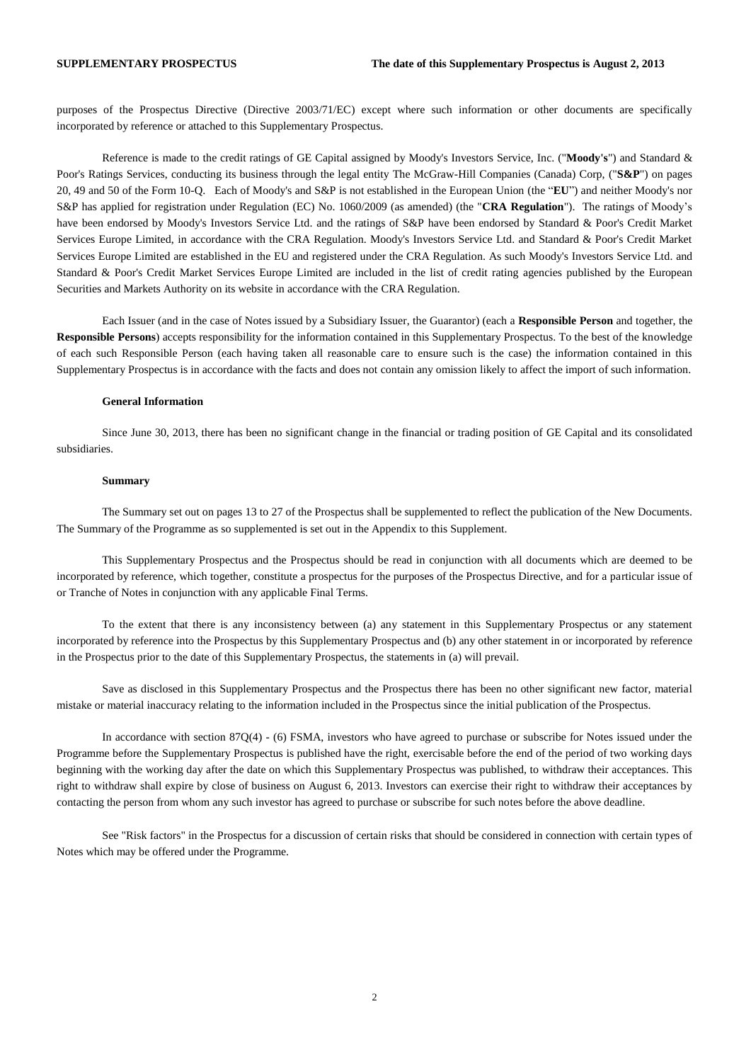purposes of the Prospectus Directive (Directive 2003/71/EC) except where such information or other documents are specifically incorporated by reference or attached to this Supplementary Prospectus.

Reference is made to the credit ratings of GE Capital assigned by Moody's Investors Service, Inc. ("**Moody's**") and Standard & Poor's Ratings Services, conducting its business through the legal entity The McGraw-Hill Companies (Canada) Corp, ("**S&P**") on pages 20, 49 and 50 of the Form 10-Q. Each of Moody's and S&P is not established in the European Union (the "**EU**") and neither Moody's nor S&P has applied for registration under Regulation (EC) No. 1060/2009 (as amended) (the "**CRA Regulation**"). The ratings of Moody's have been endorsed by Moody's Investors Service Ltd. and the ratings of S&P have been endorsed by Standard & Poor's Credit Market Services Europe Limited, in accordance with the CRA Regulation. Moody's Investors Service Ltd. and Standard & Poor's Credit Market Services Europe Limited are established in the EU and registered under the CRA Regulation. As such Moody's Investors Service Ltd. and Standard & Poor's Credit Market Services Europe Limited are included in the list of credit rating agencies published by the European Securities and Markets Authority on its website in accordance with the CRA Regulation.

Each Issuer (and in the case of Notes issued by a Subsidiary Issuer, the Guarantor) (each a **Responsible Person** and together, the **Responsible Persons**) accepts responsibility for the information contained in this Supplementary Prospectus. To the best of the knowledge of each such Responsible Person (each having taken all reasonable care to ensure such is the case) the information contained in this Supplementary Prospectus is in accordance with the facts and does not contain any omission likely to affect the import of such information.

**General Information**

Since June 30, 2013, there has been no significant change in the financial or trading position of GE Capital and its consolidated subsidiaries.

**Summary**

The Summary set out on pages 13 to 27 of the Prospectus shall be supplemented to reflect the publication of the New Documents. The Summary of the Programme as so supplemented is set out in the Appendix to this Supplement.

This Supplementary Prospectus and the Prospectus should be read in conjunction with all documents which are deemed to be incorporated by reference, which together, constitute a prospectus for the purposes of the Prospectus Directive, and for a particular issue of or Tranche of Notes in conjunction with any applicable Final Terms.

To the extent that there is any inconsistency between (a) any statement in this Supplementary Prospectus or any statement incorporated by reference into the Prospectus by this Supplementary Prospectus and (b) any other statement in or incorporated by reference in the Prospectus prior to the date of this Supplementary Prospectus, the statements in (a) will prevail.

Save as disclosed in this Supplementary Prospectus and the Prospectus there has been no other significant new factor, material mistake or material inaccuracy relating to the information included in the Prospectus since the initial publication of the Prospectus.

In accordance with section 87Q(4) - (6) FSMA, investors who have agreed to purchase or subscribe for Notes issued under the Programme before the Supplementary Prospectus is published have the right, exercisable before the end of the period of two working days beginning with the working day after the date on which this Supplementary Prospectus was published, to withdraw their acceptances. This right to withdraw shall expire by close of business on August 6, 2013. Investors can exercise their right to withdraw their acceptances by contacting the person from whom any such investor has agreed to purchase or subscribe for such notes before the above deadline.

See "Risk factors" in the Prospectus for a discussion of certain risks that should be considered in connection with certain types of Notes which may be offered under the Programme.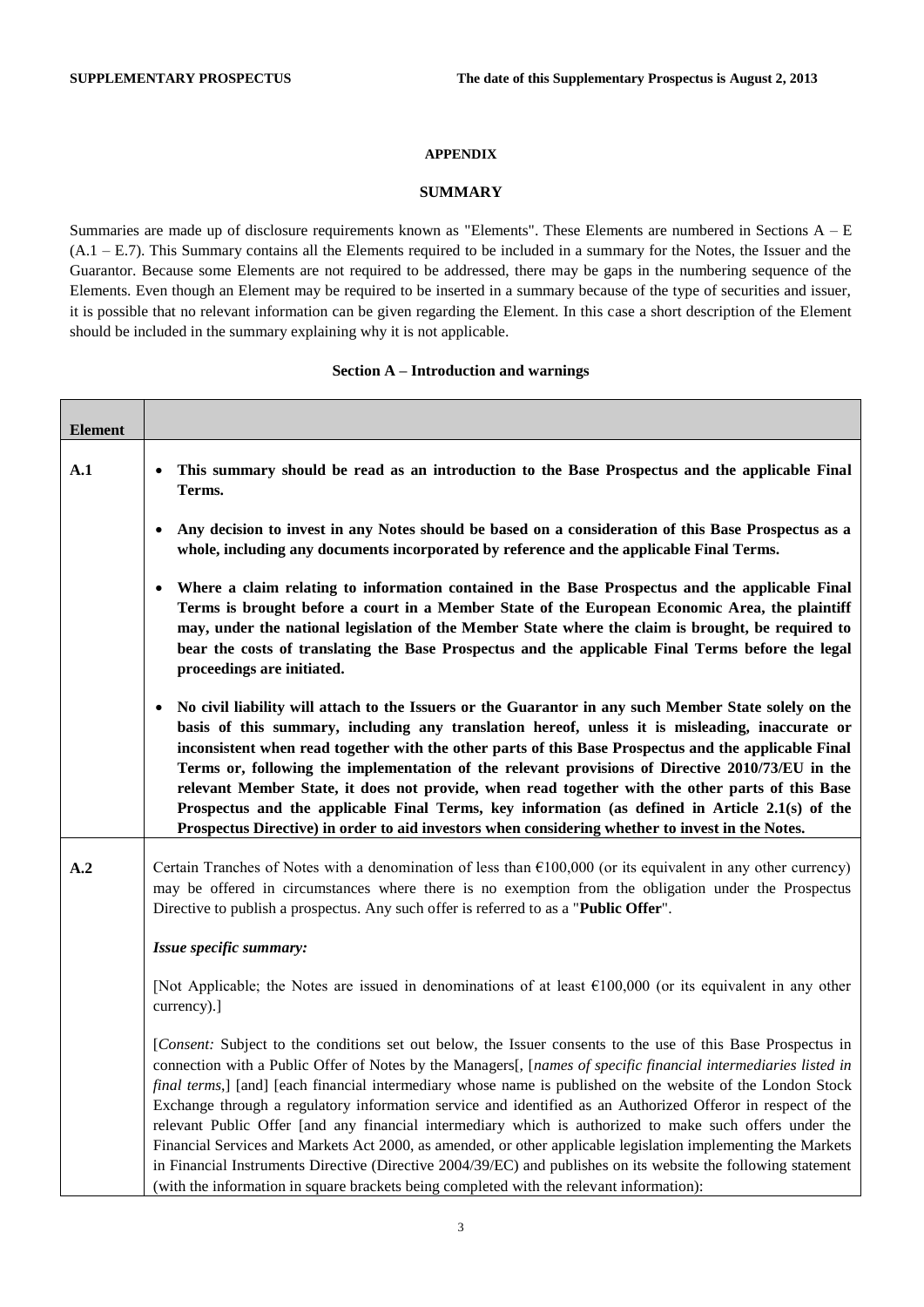**APPENDIX**

**SUMMARY**

Summaries are made up of disclosure requirements known as "Elements". These Elements are numbered in Sections A – E (A.1 – E.7). This Summary contains all the Elements required to be included in a summary for the Notes, the Issuer and the Guarantor. Because some Elements are not required to be addressed, there may be gaps in the numbering sequence of the Elements. Even though an Element may be required to be inserted in a summary because of the type of securities and issuer, it is possible that no relevant information can be given regarding the Element. In this case a short description of the Element should be included in the summary explaining why it is not applicable.

**Section A – Introduction and warnings**

| Element | |
|---|---|
| A.1 | • **This summary should be read as an introduction to the Base Prospectus and the applicable Final Terms.**<br><br>• **Any decision to invest in any Notes should be based on a consideration of this Base Prospectus as a whole, including any documents incorporated by reference and the applicable Final Terms.**<br><br>• **Where a claim relating to information contained in the Base Prospectus and the applicable Final Terms is brought before a court in a Member State of the European Economic Area, the plaintiff may, under the national legislation of the Member State where the claim is brought, be required to bear the costs of translating the Base Prospectus and the applicable Final Terms before the legal proceedings are initiated.**<br><br>• **No civil liability will attach to the Issuers or the Guarantor in any such Member State solely on the basis of this summary, including any translation hereof, unless it is misleading, inaccurate or inconsistent when read together with the other parts of this Base Prospectus and the applicable Final Terms or, following the implementation of the relevant provisions of Directive 2010/73/EU in the relevant Member State, it does not provide, when read together with the other parts of this Base Prospectus and the applicable Final Terms, key information (as defined in Article 2.1(s) of the Prospectus Directive) in order to aid investors when considering whether to invest in the Notes.** |
| A.2 | Certain Tranches of Notes with a denomination of less than €100,000 (or its equivalent in any other currency) may be offered in circumstances where there is no exemption from the obligation under the Prospectus Directive to publish a prospectus. Any such offer is referred to as a "**Public Offer**".<br><br>***Issue specific summary:***<br><br>[Not Applicable; the Notes are issued in denominations of at least €100,000 (or its equivalent in any other currency).]<br><br>[*Consent:* Subject to the conditions set out below, the Issuer consents to the use of this Base Prospectus in connection with a Public Offer of Notes by the Managers[, [*names of specific financial intermediaries listed in final terms*,] [and] [each financial intermediary whose name is published on the website of the London Stock Exchange through a regulatory information service and identified as an Authorized Offeror in respect of the relevant Public Offer [and any financial intermediary which is authorized to make such offers under the Financial Services and Markets Act 2000, as amended, or other applicable legislation implementing the Markets in Financial Instruments Directive (Directive 2004/39/EC) and publishes on its website the following statement (with the information in square brackets being completed with the relevant information): |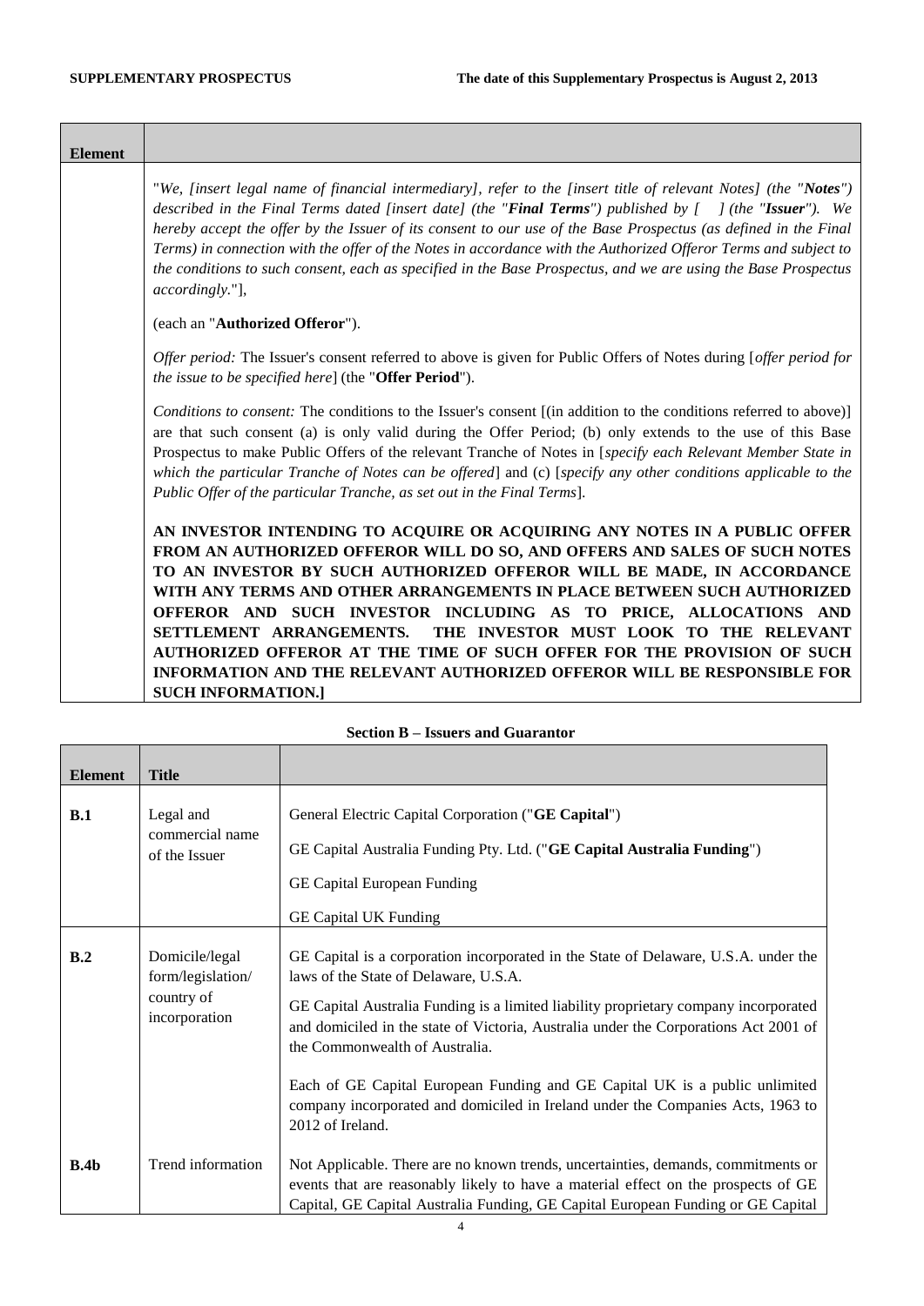| Element | |
|---|---|
| | "*We, [insert legal name of financial intermediary], refer to the [insert title of relevant Notes] (the "**Notes**") described in the Final Terms dated [insert date] (the "**Final Terms**") published by [ ] (the "**Issuer**"). We hereby accept the offer by the Issuer of its consent to our use of the Base Prospectus (as defined in the Final Terms) in connection with the offer of the Notes in accordance with the Authorized Offeror Terms and subject to the conditions to such consent, each as specified in the Base Prospectus, and we are using the Base Prospectus accordingly.*"],<br><br>(each an "**Authorized Offeror**").<br><br>*Offer period:* The Issuer's consent referred to above is given for Public Offers of Notes during [*offer period for the issue to be specified here*] (the "**Offer Period**").<br><br>*Conditions to consent:* The conditions to the Issuer's consent [(in addition to the conditions referred to above)] are that such consent (a) is only valid during the Offer Period; (b) only extends to the use of this Base Prospectus to make Public Offers of the relevant Tranche of Notes in [*specify each Relevant Member State in which the particular Tranche of Notes can be offered*] and (c) [*specify any other conditions applicable to the Public Offer of the particular Tranche, as set out in the Final Terms*].<br><br>**AN INVESTOR INTENDING TO ACQUIRE OR ACQUIRING ANY NOTES IN A PUBLIC OFFER FROM AN AUTHORIZED OFFEROR WILL DO SO, AND OFFERS AND SALES OF SUCH NOTES TO AN INVESTOR BY SUCH AUTHORIZED OFFEROR WILL BE MADE, IN ACCORDANCE WITH ANY TERMS AND OTHER ARRANGEMENTS IN PLACE BETWEEN SUCH AUTHORIZED OFFEROR AND SUCH INVESTOR INCLUDING AS TO PRICE, ALLOCATIONS AND SETTLEMENT ARRANGEMENTS. THE INVESTOR MUST LOOK TO THE RELEVANT AUTHORIZED OFFEROR AT THE TIME OF SUCH OFFER FOR THE PROVISION OF SUCH INFORMATION AND THE RELEVANT AUTHORIZED OFFEROR WILL BE RESPONSIBLE FOR SUCH INFORMATION.]** |

**Section B – Issuers and Guarantor**

| Element | Title | |
|---|---|---|
| **B.1** | Legal and commercial name of the Issuer | General Electric Capital Corporation ("**GE Capital**")<br><br>GE Capital Australia Funding Pty. Ltd. ("**GE Capital Australia Funding**")<br><br>GE Capital European Funding<br><br>GE Capital UK Funding |
| **B.2** | Domicile/legal form/legislation/ country of incorporation | GE Capital is a corporation incorporated in the State of Delaware, U.S.A. under the laws of the State of Delaware, U.S.A.<br><br>GE Capital Australia Funding is a limited liability proprietary company incorporated and domiciled in the state of Victoria, Australia under the Corporations Act 2001 of the Commonwealth of Australia.<br><br>Each of GE Capital European Funding and GE Capital UK is a public unlimited company incorporated and domiciled in Ireland under the Companies Acts, 1963 to 2012 of Ireland. |
| **B.4b** | Trend information | Not Applicable. There are no known trends, uncertainties, demands, commitments or events that are reasonably likely to have a material effect on the prospects of GE Capital, GE Capital Australia Funding, GE Capital European Funding or GE Capital |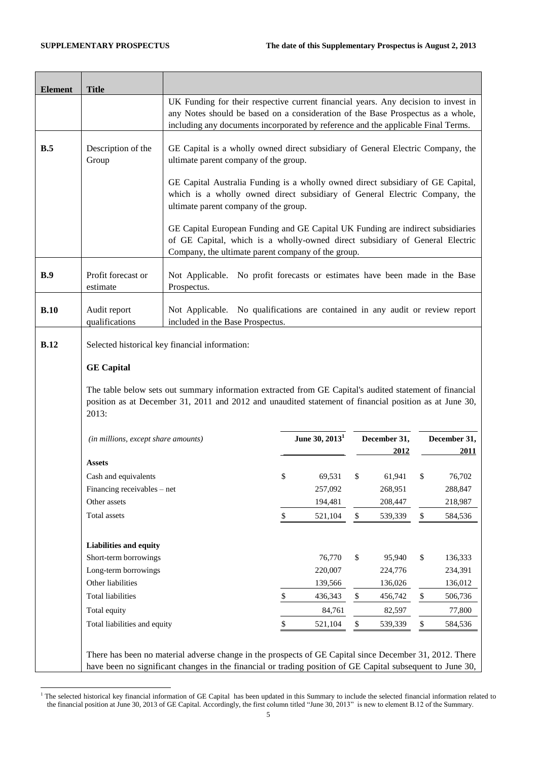| Element | Title | |
|---|---|---|
| | | UK Funding for their respective current financial years. Any decision to invest in any Notes should be based on a consideration of the Base Prospectus as a whole, including any documents incorporated by reference and the applicable Final Terms. |
| **B.5** | Description of the Group | GE Capital is a wholly owned direct subsidiary of General Electric Company, the ultimate parent company of the group.<br><br>GE Capital Australia Funding is a wholly owned direct subsidiary of GE Capital, which is a wholly owned direct subsidiary of General Electric Company, the ultimate parent company of the group.<br><br>GE Capital European Funding and GE Capital UK Funding are indirect subsidiaries of GE Capital, which is a wholly-owned direct subsidiary of General Electric Company, the ultimate parent company of the group. |
| **B.9** | Profit forecast or estimate | Not Applicable. No profit forecasts or estimates have been made in the Base Prospectus. |
| **B.10** | Audit report qualifications | Not Applicable. No qualifications are contained in any audit or review report included in the Base Prospectus. |
| **B.12** | Selected historical key financial information: | |

**GE Capital**

The table below sets out summary information extracted from GE Capital's audited statement of financial position as at December 31, 2011 and 2012 and unaudited statement of financial position as at June 30, 2013:

| *(in millions, except share amounts)* | June 30, 2013[1] | December 31, 2012 | December 31, 2011 |
|---|---|---|---|
| **Assets** | | | |
| Cash and equivalents | $ 69,531 | $ 61,941 | $ 76,702 |
| Financing receivables – net | 257,092 | 268,951 | 288,847 |
| Other assets | 194,481 | 208,447 | 218,987 |
| Total assets | $ 521,104 | $ 539,339 | $ 584,536 |
| **Liabilities and equity** | | | |
| Short-term borrowings | 76,770 | $ 95,940 | $ 136,333 |
| Long-term borrowings | 220,007 | 224,776 | 234,391 |
| Other liabilities | 139,566 | 136,026 | 136,012 |
| Total liabilities | $ 436,343 | $ 456,742 | $ 506,736 |
| Total equity | 84,761 | 82,597 | 77,800 |
| Total liabilities and equity | $ 521,104 | $ 539,339 | $ 584,536 |

There has been no material adverse change in the prospects of GE Capital since December 31, 2012. There have been no significant changes in the financial or trading position of GE Capital subsequent to June 30,

[1] The selected historical key financial information of GE Capital has been updated in this Summary to include the selected financial information related to the financial position at June 30, 2013 of GE Capital. Accordingly, the first column titled "June 30, 2013" is new to element B.12 of the Summary.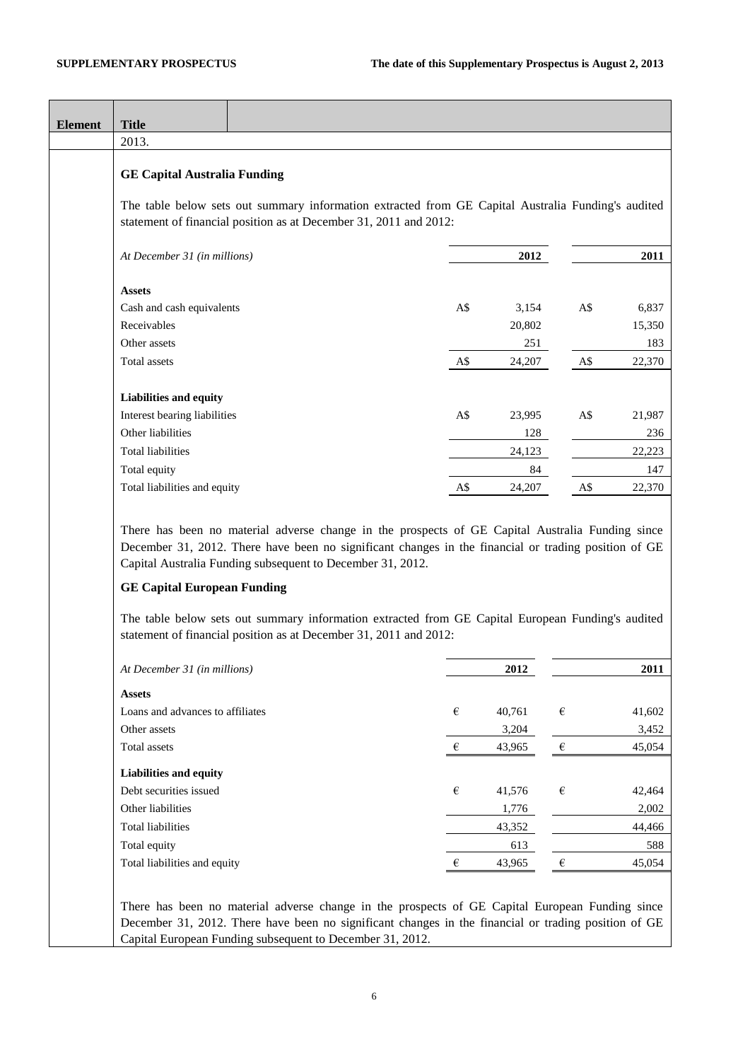| Element | Title |
|---|---|
| | 2013. |

**GE Capital Australia Funding**

The table below sets out summary information extracted from GE Capital Australia Funding's audited statement of financial position as at December 31, 2011 and 2012:

| *At December 31 (in millions)* | | 2012 | | 2011 |
|---|---|---|---|---|
| **Assets** | | | | |
| Cash and cash equivalents | A$ | 3,154 | A$ | 6,837 |
| Receivables | | 20,802 | | 15,350 |
| Other assets | | 251 | | 183 |
| Total assets | A$ | 24,207 | A$ | 22,370 |
| **Liabilities and equity** | | | | |
| Interest bearing liabilities | A$ | 23,995 | A$ | 21,987 |
| Other liabilities | | 128 | | 236 |
| Total liabilities | | 24,123 | | 22,223 |
| Total equity | | 84 | | 147 |
| Total liabilities and equity | A$ | 24,207 | A$ | 22,370 |

There has been no material adverse change in the prospects of GE Capital Australia Funding since December 31, 2012. There have been no significant changes in the financial or trading position of GE Capital Australia Funding subsequent to December 31, 2012.

**GE Capital European Funding**

The table below sets out summary information extracted from GE Capital European Funding's audited statement of financial position as at December 31, 2011 and 2012:

| *At December 31 (in millions)* | | 2012 | | 2011 |
|---|---|---|---|---|
| **Assets** | | | | |
| Loans and advances to affiliates | € | 40,761 | € | 41,602 |
| Other assets | | 3,204 | | 3,452 |
| Total assets | € | 43,965 | € | 45,054 |
| **Liabilities and equity** | | | | |
| Debt securities issued | € | 41,576 | € | 42,464 |
| Other liabilities | | 1,776 | | 2,002 |
| Total liabilities | | 43,352 | | 44,466 |
| Total equity | | 613 | | 588 |
| Total liabilities and equity | € | 43,965 | € | 45,054 |

There has been no material adverse change in the prospects of GE Capital European Funding since December 31, 2012. There have been no significant changes in the financial or trading position of GE Capital European Funding subsequent to December 31, 2012.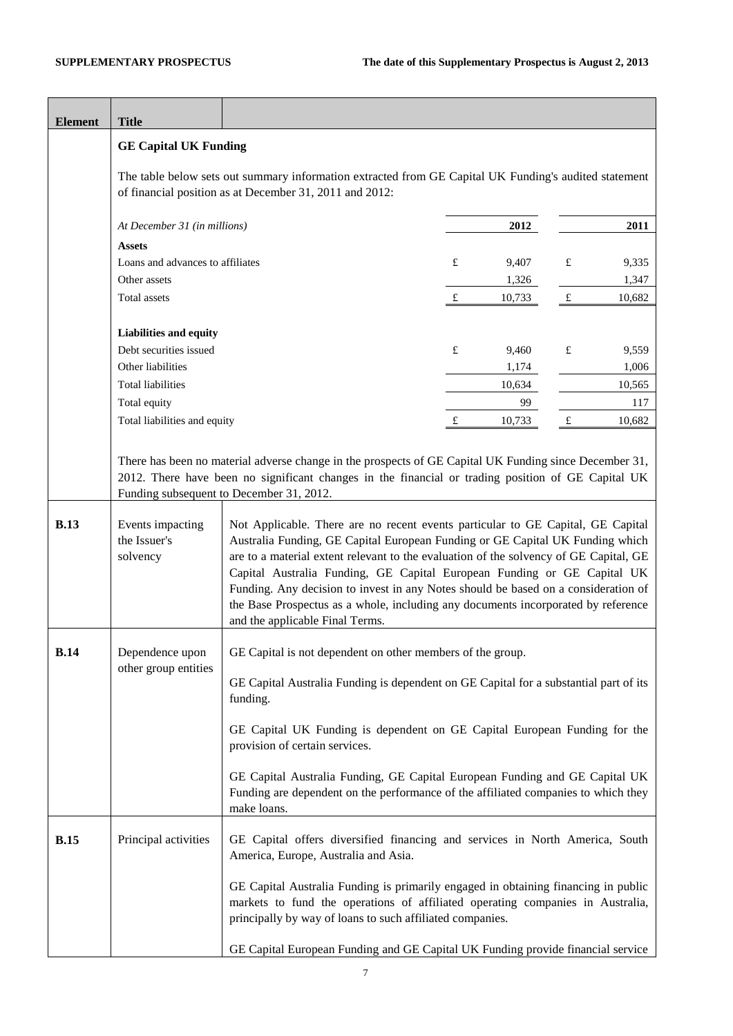| Element | Title | |
|---|---|---|
| | **GE Capital UK Funding** | |

The table below sets out summary information extracted from GE Capital UK Funding's audited statement of financial position as at December 31, 2011 and 2012:

| *At December 31 (in millions)* | | **2012** | | **2011** |
|---|---|---|---|---|
| **Assets** | | | | |
| Loans and advances to affiliates | £ | 9,407 | £ | 9,335 |
| Other assets | | 1,326 | | 1,347 |
| Total assets | £ | 10,733 | £ | 10,682 |
| **Liabilities and equity** | | | | |
| Debt securities issued | £ | 9,460 | £ | 9,559 |
| Other liabilities | | 1,174 | | 1,006 |
| Total liabilities | | 10,634 | | 10,565 |
| Total equity | | 99 | | 117 |
| Total liabilities and equity | £ | 10,733 | £ | 10,682 |

There has been no material adverse change in the prospects of GE Capital UK Funding since December 31, 2012. There have been no significant changes in the financial or trading position of GE Capital UK Funding subsequent to December 31, 2012.

| Element | Title | |
|---|---|---|
| **B.13** | Events impacting the Issuer's solvency | Not Applicable. There are no recent events particular to GE Capital, GE Capital Australia Funding, GE Capital European Funding or GE Capital UK Funding which are to a material extent relevant to the evaluation of the solvency of GE Capital, GE Capital Australia Funding, GE Capital European Funding or GE Capital UK Funding. Any decision to invest in any Notes should be based on a consideration of the Base Prospectus as a whole, including any documents incorporated by reference and the applicable Final Terms. |
| **B.14** | Dependence upon other group entities | GE Capital is not dependent on other members of the group.<br><br>GE Capital Australia Funding is dependent on GE Capital for a substantial part of its funding.<br><br>GE Capital UK Funding is dependent on GE Capital European Funding for the provision of certain services.<br><br>GE Capital Australia Funding, GE Capital European Funding and GE Capital UK Funding are dependent on the performance of the affiliated companies to which they make loans. |
| **B.15** | Principal activities | GE Capital offers diversified financing and services in North America, South America, Europe, Australia and Asia.<br><br>GE Capital Australia Funding is primarily engaged in obtaining financing in public markets to fund the operations of affiliated operating companies in Australia, principally by way of loans to such affiliated companies.<br><br>GE Capital European Funding and GE Capital UK Funding provide financial service |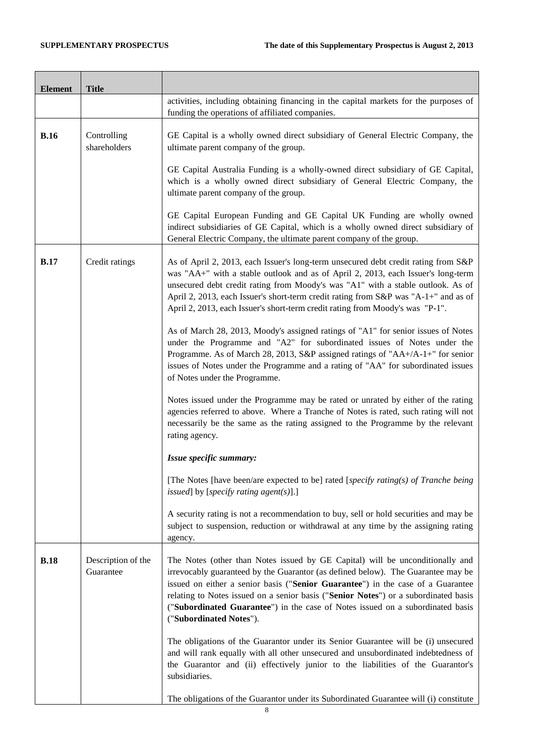| Element | Title | |
|---|---|---|
| | | activities, including obtaining financing in the capital markets for the purposes of funding the operations of affiliated companies. |
| **B.16** | Controlling shareholders | GE Capital is a wholly owned direct subsidiary of General Electric Company, the ultimate parent company of the group.<br><br>GE Capital Australia Funding is a wholly-owned direct subsidiary of GE Capital, which is a wholly owned direct subsidiary of General Electric Company, the ultimate parent company of the group.<br><br>GE Capital European Funding and GE Capital UK Funding are wholly owned indirect subsidiaries of GE Capital, which is a wholly owned direct subsidiary of General Electric Company, the ultimate parent company of the group. |
| **B.17** | Credit ratings | As of April 2, 2013, each Issuer's long-term unsecured debt credit rating from S&P was "AA+" with a stable outlook and as of April 2, 2013, each Issuer's long-term unsecured debt credit rating from Moody's was "A1" with a stable outlook. As of April 2, 2013, each Issuer's short-term credit rating from S&P was "A-1+" and as of April 2, 2013, each Issuer's short-term credit rating from Moody's was "P-1".<br><br>As of March 28, 2013, Moody's assigned ratings of "A1" for senior issues of Notes under the Programme and "A2" for subordinated issues of Notes under the Programme. As of March 28, 2013, S&P assigned ratings of "AA+/A-1+" for senior issues of Notes under the Programme and a rating of "AA" for subordinated issues of Notes under the Programme.<br><br>Notes issued under the Programme may be rated or unrated by either of the rating agencies referred to above. Where a Tranche of Notes is rated, such rating will not necessarily be the same as the rating assigned to the Programme by the relevant rating agency.<br><br>***Issue specific summary:***<br><br>[The Notes [have been/are expected to be] rated [*specify rating(s) of Tranche being issued*] by [*specify rating agent(s)*].]<br><br>A security rating is not a recommendation to buy, sell or hold securities and may be subject to suspension, reduction or withdrawal at any time by the assigning rating agency. |
| **B.18** | Description of the Guarantee | The Notes (other than Notes issued by GE Capital) will be unconditionally and irrevocably guaranteed by the Guarantor (as defined below). The Guarantee may be issued on either a senior basis ("**Senior Guarantee**") in the case of a Guarantee relating to Notes issued on a senior basis ("**Senior Notes**") or a subordinated basis ("**Subordinated Guarantee**") in the case of Notes issued on a subordinated basis ("**Subordinated Notes**").<br><br>The obligations of the Guarantor under its Senior Guarantee will be (i) unsecured and will rank equally with all other unsecured and unsubordinated indebtedness of the Guarantor and (ii) effectively junior to the liabilities of the Guarantor's subsidiaries.<br><br>The obligations of the Guarantor under its Subordinated Guarantee will (i) constitute |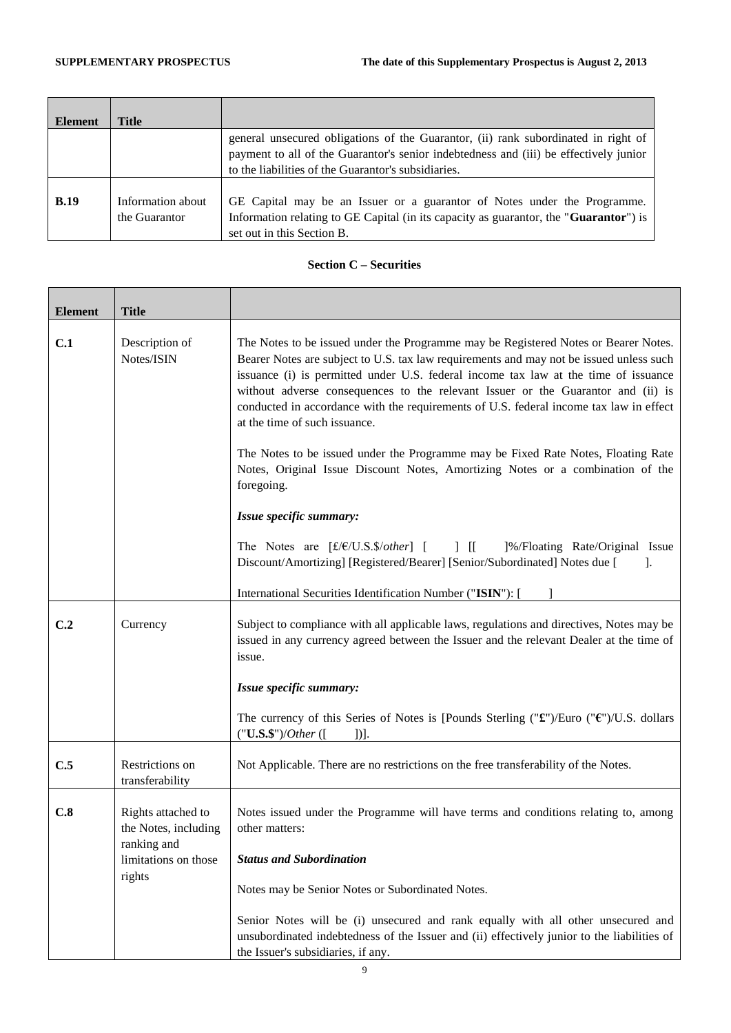| Element | Title | |
|---|---|---|
| | | general unsecured obligations of the Guarantor, (ii) rank subordinated in right of payment to all of the Guarantor's senior indebtedness and (iii) be effectively junior to the liabilities of the Guarantor's subsidiaries. |
| **B.19** | Information about the Guarantor | GE Capital may be an Issuer or a guarantor of Notes under the Programme. Information relating to GE Capital (in its capacity as guarantor, the "**Guarantor**") is set out in this Section B. |

## Section C – Securities

| Element | Title | |
|---|---|---|
| **C.1** | Description of Notes/ISIN | The Notes to be issued under the Programme may be Registered Notes or Bearer Notes. Bearer Notes are subject to U.S. tax law requirements and may not be issued unless such issuance (i) is permitted under U.S. federal income tax law at the time of issuance without adverse consequences to the relevant Issuer or the Guarantor and (ii) is conducted in accordance with the requirements of U.S. federal income tax law in effect at the time of such issuance.<br><br>The Notes to be issued under the Programme may be Fixed Rate Notes, Floating Rate Notes, Original Issue Discount Notes, Amortizing Notes or a combination of the foregoing.<br><br>***Issue specific summary:***<br><br>The Notes are [£/€/U.S.$/*other*] [ ] [[ ]%/Floating Rate/Original Issue Discount/Amortizing] [Registered/Bearer] [Senior/Subordinated] Notes due [ ].<br><br>International Securities Identification Number ("**ISIN**"): [ ] |
| **C.2** | Currency | Subject to compliance with all applicable laws, regulations and directives, Notes may be issued in any currency agreed between the Issuer and the relevant Dealer at the time of issue.<br><br>***Issue specific summary:***<br><br>The currency of this Series of Notes is [Pounds Sterling ("**£**")/Euro ("**€**")/U.S. dollars ("**U.S.$**")/*Other* ([ ])]. |
| **C.5** | Restrictions on transferability | Not Applicable. There are no restrictions on the free transferability of the Notes. |
| **C.8** | Rights attached to the Notes, including ranking and limitations on those rights | Notes issued under the Programme will have terms and conditions relating to, among other matters:<br><br>***Status and Subordination***<br><br>Notes may be Senior Notes or Subordinated Notes.<br><br>Senior Notes will be (i) unsecured and rank equally with all other unsecured and unsubordinated indebtedness of the Issuer and (ii) effectively junior to the liabilities of the Issuer's subsidiaries, if any. |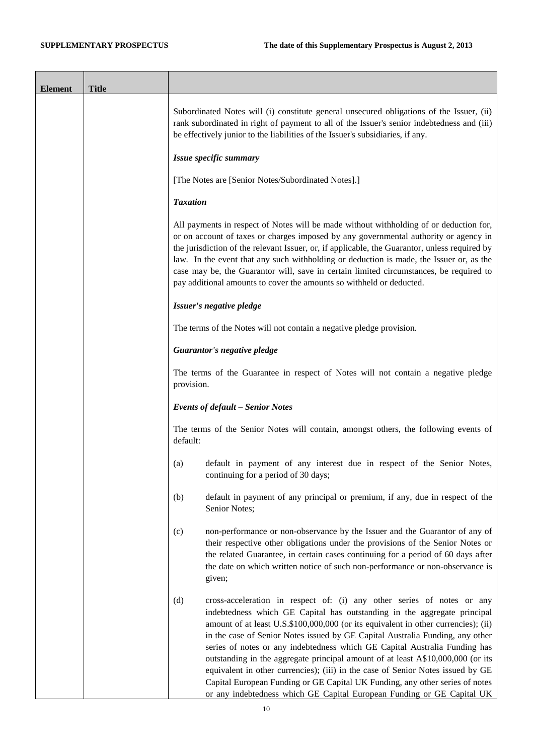| Element | Title | |
|---|---|---|
| | | Subordinated Notes will (i) constitute general unsecured obligations of the Issuer, (ii) rank subordinated in right of payment to all of the Issuer's senior indebtedness and (iii) be effectively junior to the liabilities of the Issuer's subsidiaries, if any.<br><br>***Issue specific summary***<br><br>[The Notes are [Senior Notes/Subordinated Notes].]<br><br>***Taxation***<br><br>All payments in respect of Notes will be made without withholding of or deduction for, or on account of taxes or charges imposed by any governmental authority or agency in the jurisdiction of the relevant Issuer, or, if applicable, the Guarantor, unless required by law. In the event that any such withholding or deduction is made, the Issuer or, as the case may be, the Guarantor will, save in certain limited circumstances, be required to pay additional amounts to cover the amounts so withheld or deducted.<br><br>***Issuer's negative pledge***<br><br>The terms of the Notes will not contain a negative pledge provision.<br><br>***Guarantor's negative pledge***<br><br>The terms of the Guarantee in respect of Notes will not contain a negative pledge provision.<br><br>***Events of default – Senior Notes***<br><br>The terms of the Senior Notes will contain, amongst others, the following events of default:<br><br>(a) default in payment of any interest due in respect of the Senior Notes, continuing for a period of 30 days;<br><br>(b) default in payment of any principal or premium, if any, due in respect of the Senior Notes;<br><br>(c) non-performance or non-observance by the Issuer and the Guarantor of any of their respective other obligations under the provisions of the Senior Notes or the related Guarantee, in certain cases continuing for a period of 60 days after the date on which written notice of such non-performance or non-observance is given;<br><br>(d) cross-acceleration in respect of: (i) any other series of notes or any indebtedness which GE Capital has outstanding in the aggregate principal amount of at least U.S.$100,000,000 (or its equivalent in other currencies); (ii) in the case of Senior Notes issued by GE Capital Australia Funding, any other series of notes or any indebtedness which GE Capital Australia Funding has outstanding in the aggregate principal amount of at least A$10,000,000 (or its equivalent in other currencies); (iii) in the case of Senior Notes issued by GE Capital European Funding or GE Capital UK Funding, any other series of notes or any indebtedness which GE Capital European Funding or GE Capital UK |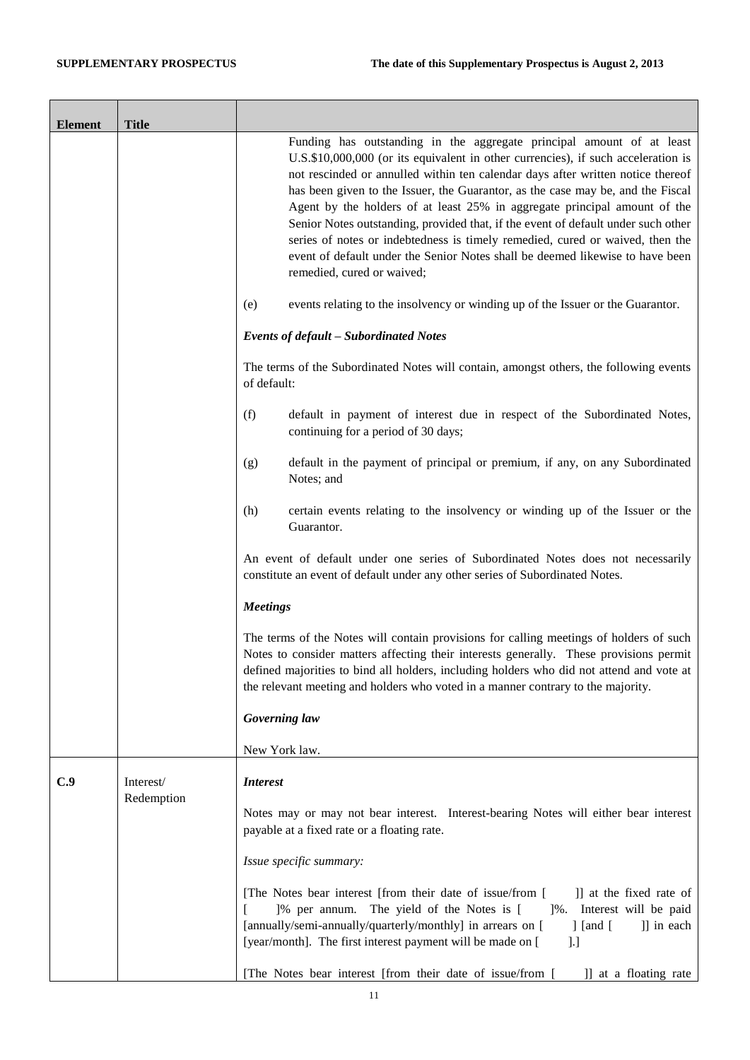| Element | Title | |
|---|---|---|
| | | Funding has outstanding in the aggregate principal amount of at least U.S.$10,000,000 (or its equivalent in other currencies), if such acceleration is not rescinded or annulled within ten calendar days after written notice thereof has been given to the Issuer, the Guarantor, as the case may be, and the Fiscal Agent by the holders of at least 25% in aggregate principal amount of the Senior Notes outstanding, provided that, if the event of default under such other series of notes or indebtedness is timely remedied, cured or waived, then the event of default under the Senior Notes shall be deemed likewise to have been remedied, cured or waived;<br><br>(e) events relating to the insolvency or winding up of the Issuer or the Guarantor.<br><br>***Events of default – Subordinated Notes***<br><br>The terms of the Subordinated Notes will contain, amongst others, the following events of default:<br><br>(f) default in payment of interest due in respect of the Subordinated Notes, continuing for a period of 30 days;<br><br>(g) default in the payment of principal or premium, if any, on any Subordinated Notes; and<br><br>(h) certain events relating to the insolvency or winding up of the Issuer or the Guarantor.<br><br>An event of default under one series of Subordinated Notes does not necessarily constitute an event of default under any other series of Subordinated Notes.<br><br>***Meetings***<br><br>The terms of the Notes will contain provisions for calling meetings of holders of such Notes to consider matters affecting their interests generally. These provisions permit defined majorities to bind all holders, including holders who did not attend and vote at the relevant meeting and holders who voted in a manner contrary to the majority.<br><br>***Governing law***<br><br>New York law. |
| **C.9** | Interest/ Redemption | ***Interest***<br><br>Notes may or may not bear interest. Interest-bearing Notes will either bear interest payable at a fixed rate or a floating rate.<br><br>*Issue specific summary:*<br><br>[The Notes bear interest [from their date of issue/from [ ]] at the fixed rate of [ ]% per annum. The yield of the Notes is [ ]%. Interest will be paid [annually/semi-annually/quarterly/monthly] in arrears on [ ] [and [ ]] in each [year/month]. The first interest payment will be made on [ ].]<br><br>[The Notes bear interest [from their date of issue/from [ ]] at a floating rate |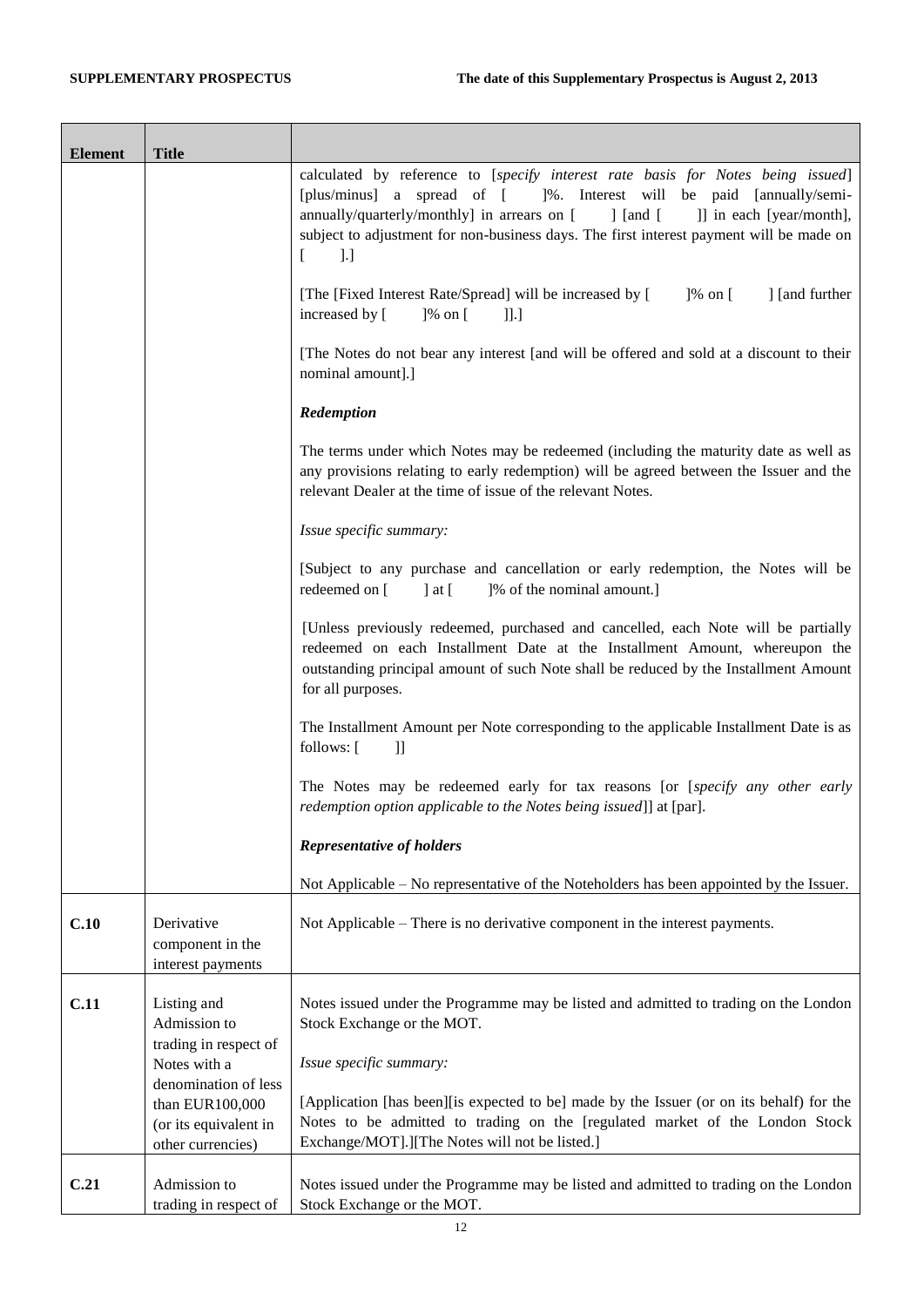| Element | Title | |
|---|---|---|
| | | calculated by reference to [*specify interest rate basis for Notes being issued*] [plus/minus] a spread of [ ]%. Interest will be paid [annually/semi-annually/quarterly/monthly] in arrears on [ ] [and [ ]] in each [year/month], subject to adjustment for non-business days. The first interest payment will be made on [ ].]<br><br>[The [Fixed Interest Rate/Spread] will be increased by [ ]% on [ ] [and further increased by [ ]% on [ ]].]<br><br>[The Notes do not bear any interest [and will be offered and sold at a discount to their nominal amount].]<br><br>***Redemption***<br><br>The terms under which Notes may be redeemed (including the maturity date as well as any provisions relating to early redemption) will be agreed between the Issuer and the relevant Dealer at the time of issue of the relevant Notes.<br><br>*Issue specific summary:*<br><br>[Subject to any purchase and cancellation or early redemption, the Notes will be redeemed on [ ] at [ ]% of the nominal amount.]<br><br>[Unless previously redeemed, purchased and cancelled, each Note will be partially redeemed on each Installment Date at the Installment Amount, whereupon the outstanding principal amount of such Note shall be reduced by the Installment Amount for all purposes.<br><br>The Installment Amount per Note corresponding to the applicable Installment Date is as follows: [ ]]<br><br>The Notes may be redeemed early for tax reasons [or [*specify any other early redemption option applicable to the Notes being issued*]] at [par].<br><br>***Representative of holders***<br><br>Not Applicable – No representative of the Noteholders has been appointed by the Issuer. |
| **C.10** | Derivative component in the interest payments | Not Applicable – There is no derivative component in the interest payments. |
| **C.11** | Listing and Admission to trading in respect of Notes with a denomination of less than EUR100,000 (or its equivalent in other currencies) | Notes issued under the Programme may be listed and admitted to trading on the London Stock Exchange or the MOT.<br><br>*Issue specific summary:*<br><br>[Application [has been][is expected to be] made by the Issuer (or on its behalf) for the Notes to be admitted to trading on the [regulated market of the London Stock Exchange/MOT].][The Notes will not be listed.] |
| **C.21** | Admission to trading in respect of | Notes issued under the Programme may be listed and admitted to trading on the London Stock Exchange or the MOT. |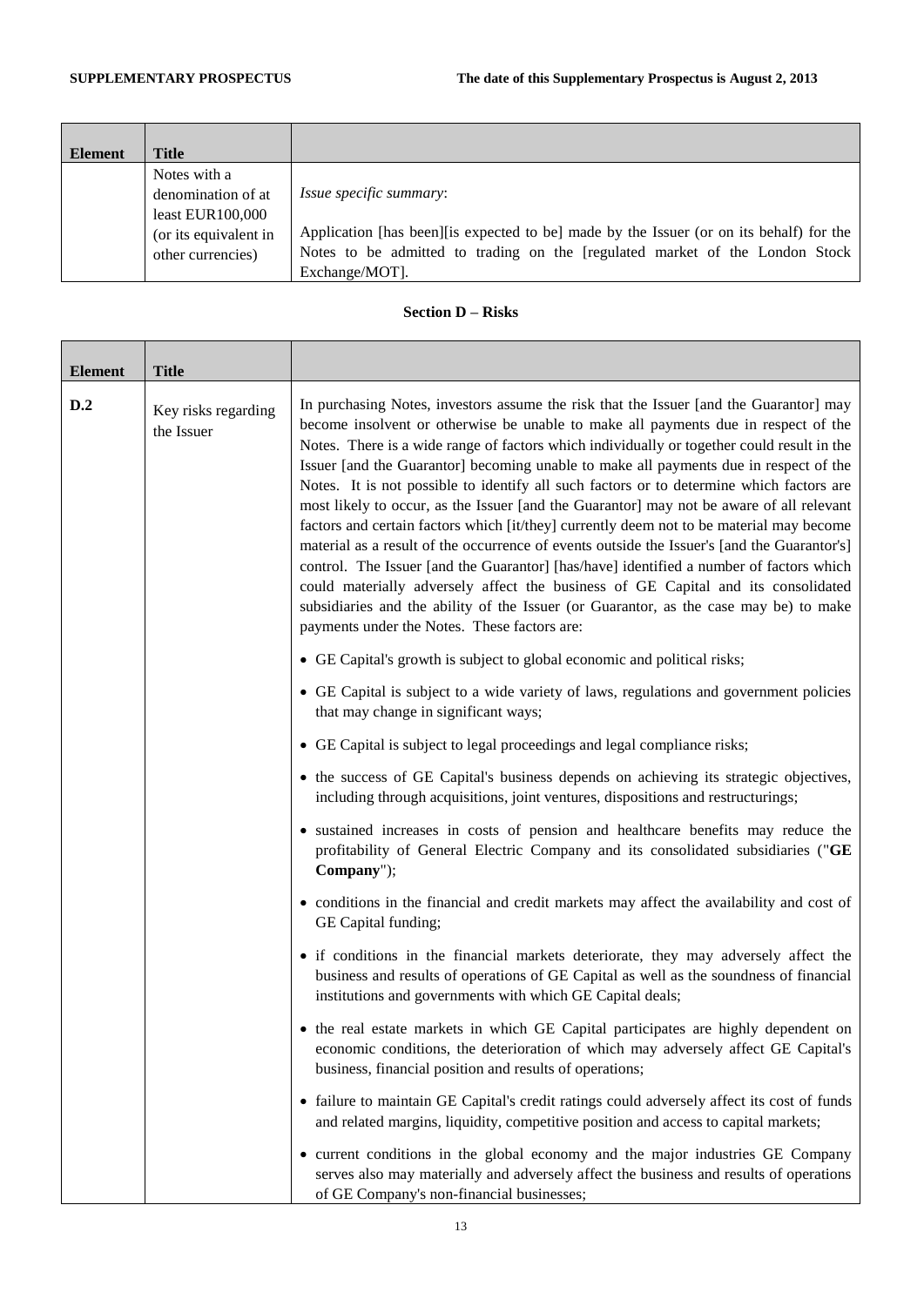| Element | Title | |
|---|---|---|
| | Notes with a denomination of at least EUR100,000 (or its equivalent in other currencies) | *Issue specific summary*:<br><br>Application [has been][is expected to be] made by the Issuer (or on its behalf) for the Notes to be admitted to trading on the [regulated market of the London Stock Exchange/MOT]. |

## Section D – Risks

| Element | Title | |
|---|---|---|
| **D.2** | Key risks regarding the Issuer | In purchasing Notes, investors assume the risk that the Issuer [and the Guarantor] may become insolvent or otherwise be unable to make all payments due in respect of the Notes. There is a wide range of factors which individually or together could result in the Issuer [and the Guarantor] becoming unable to make all payments due in respect of the Notes. It is not possible to identify all such factors or to determine which factors are most likely to occur, as the Issuer [and the Guarantor] may not be aware of all relevant factors and certain factors which [it/they] currently deem not to be material may become material as a result of the occurrence of events outside the Issuer's [and the Guarantor's] control. The Issuer [and the Guarantor] [has/have] identified a number of factors which could materially adversely affect the business of GE Capital and its consolidated subsidiaries and the ability of the Issuer (or Guarantor, as the case may be) to make payments under the Notes. These factors are:<br><br>• GE Capital's growth is subject to global economic and political risks;<br><br>• GE Capital is subject to a wide variety of laws, regulations and government policies that may change in significant ways;<br><br>• GE Capital is subject to legal proceedings and legal compliance risks;<br><br>• the success of GE Capital's business depends on achieving its strategic objectives, including through acquisitions, joint ventures, dispositions and restructurings;<br><br>• sustained increases in costs of pension and healthcare benefits may reduce the profitability of General Electric Company and its consolidated subsidiaries ("**GE Company**");<br><br>• conditions in the financial and credit markets may affect the availability and cost of GE Capital funding;<br><br>• if conditions in the financial markets deteriorate, they may adversely affect the business and results of operations of GE Capital as well as the soundness of financial institutions and governments with which GE Capital deals;<br><br>• the real estate markets in which GE Capital participates are highly dependent on economic conditions, the deterioration of which may adversely affect GE Capital's business, financial position and results of operations;<br><br>• failure to maintain GE Capital's credit ratings could adversely affect its cost of funds and related margins, liquidity, competitive position and access to capital markets;<br><br>• current conditions in the global economy and the major industries GE Company serves also may materially and adversely affect the business and results of operations of GE Company's non-financial businesses; |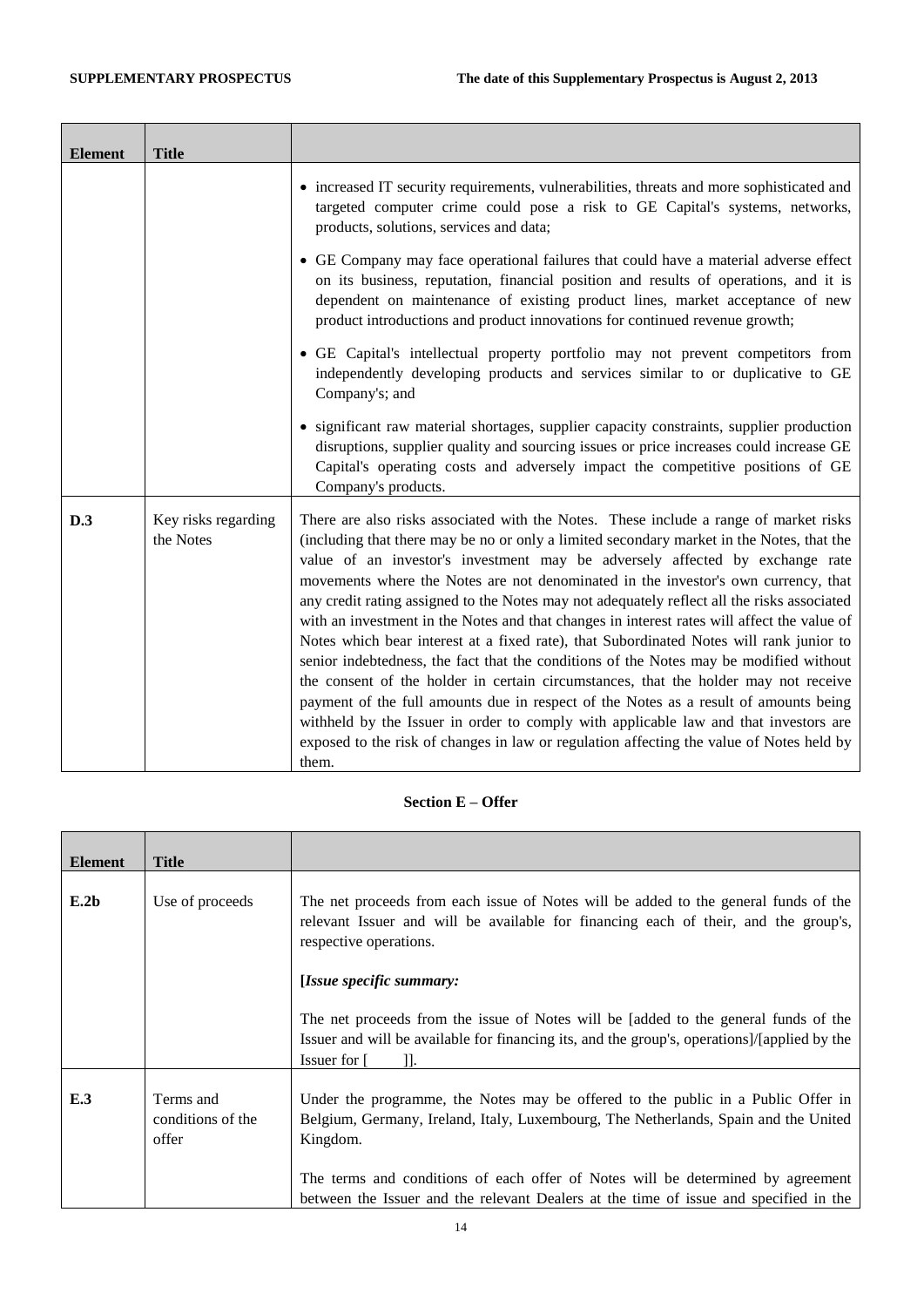| Element | Title | |
|---|---|---|
| | | • increased IT security requirements, vulnerabilities, threats and more sophisticated and targeted computer crime could pose a risk to GE Capital's systems, networks, products, solutions, services and data;<br><br>• GE Company may face operational failures that could have a material adverse effect on its business, reputation, financial position and results of operations, and it is dependent on maintenance of existing product lines, market acceptance of new product introductions and product innovations for continued revenue growth;<br><br>• GE Capital's intellectual property portfolio may not prevent competitors from independently developing products and services similar to or duplicative to GE Company's; and<br><br>• significant raw material shortages, supplier capacity constraints, supplier production disruptions, supplier quality and sourcing issues or price increases could increase GE Capital's operating costs and adversely impact the competitive positions of GE Company's products. |
| **D.3** | Key risks regarding the Notes | There are also risks associated with the Notes. These include a range of market risks (including that there may be no or only a limited secondary market in the Notes, that the value of an investor's investment may be adversely affected by exchange rate movements where the Notes are not denominated in the investor's own currency, that any credit rating assigned to the Notes may not adequately reflect all the risks associated with an investment in the Notes and that changes in interest rates will affect the value of Notes which bear interest at a fixed rate), that Subordinated Notes will rank junior to senior indebtedness, the fact that the conditions of the Notes may be modified without the consent of the holder in certain circumstances, that the holder may not receive payment of the full amounts due in respect of the Notes as a result of amounts being withheld by the Issuer in order to comply with applicable law and that investors are exposed to the risk of changes in law or regulation affecting the value of Notes held by them. |

**Section E – Offer**

| Element | Title | |
|---|---|---|
| **E.2b** | Use of proceeds | The net proceeds from each issue of Notes will be added to the general funds of the relevant Issuer and will be available for financing each of their, and the group's, respective operations.<br><br>**[*Issue specific summary:***<br><br>The net proceeds from the issue of Notes will be [added to the general funds of the Issuer and will be available for financing its, and the group's, operations]/[applied by the Issuer for [ ]]. |
| **E.3** | Terms and conditions of the offer | Under the programme, the Notes may be offered to the public in a Public Offer in Belgium, Germany, Ireland, Italy, Luxembourg, The Netherlands, Spain and the United Kingdom.<br><br>The terms and conditions of each offer of Notes will be determined by agreement between the Issuer and the relevant Dealers at the time of issue and specified in the |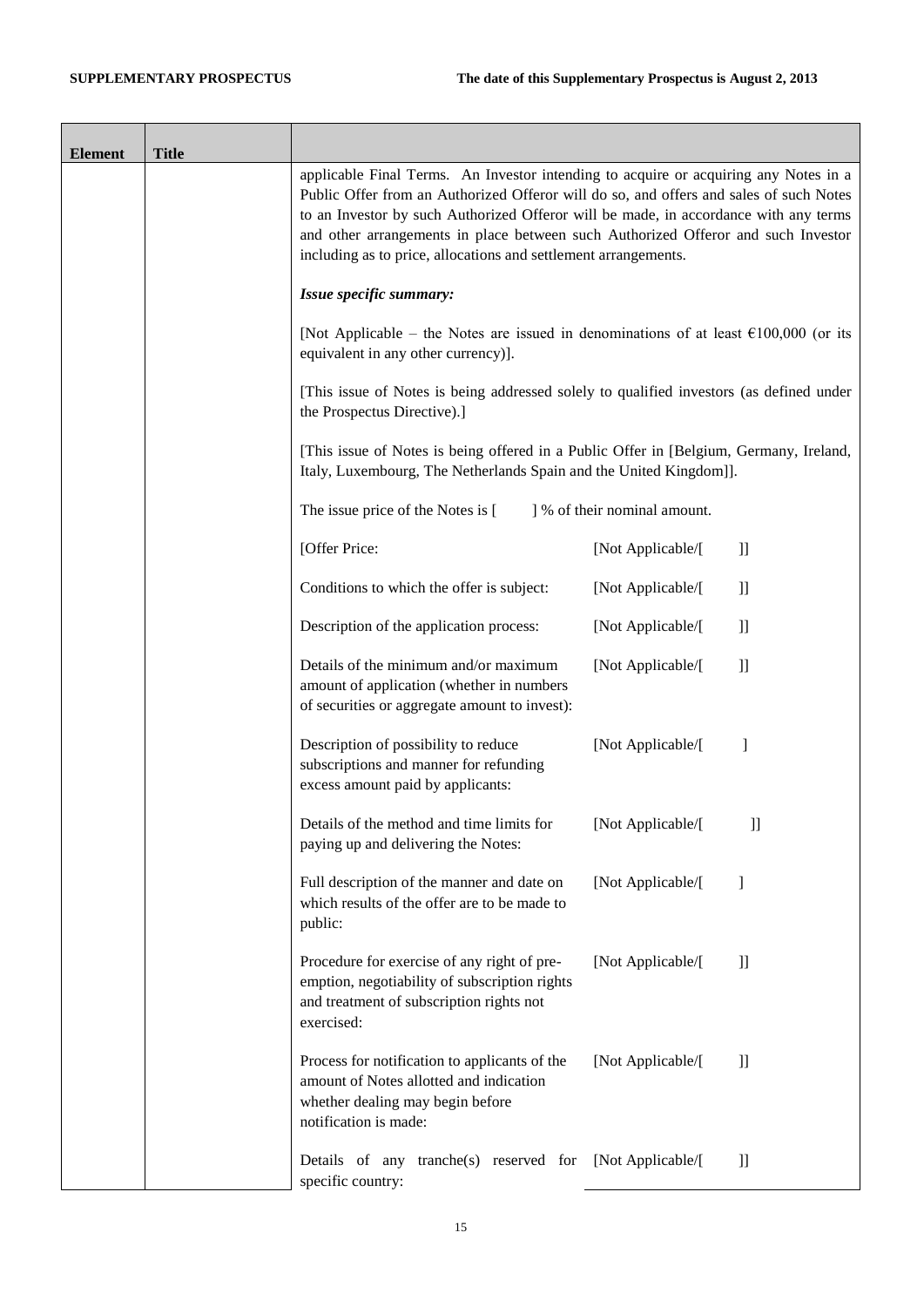| Element | Title | |
|---|---|---|
| | | applicable Final Terms. An Investor intending to acquire or acquiring any Notes in a Public Offer from an Authorized Offeror will do so, and offers and sales of such Notes to an Investor by such Authorized Offeror will be made, in accordance with any terms and other arrangements in place between such Authorized Offeror and such Investor including as to price, allocations and settlement arrangements.<br><br>***Issue specific summary:***<br><br>[Not Applicable – the Notes are issued in denominations of at least €100,000 (or its equivalent in any other currency)].<br><br>[This issue of Notes is being addressed solely to qualified investors (as defined under the Prospectus Directive).]<br><br>[This issue of Notes is being offered in a Public Offer in [Belgium, Germany, Ireland, Italy, Luxembourg, The Netherlands Spain and the United Kingdom]].<br><br>The issue price of the Notes is [ ] % of their nominal amount.<br><br>[Offer Price: [Not Applicable/[ ]]<br><br>Conditions to which the offer is subject: [Not Applicable/[ ]]<br><br>Description of the application process: [Not Applicable/[ ]]<br><br>Details of the minimum and/or maximum amount of application (whether in numbers of securities or aggregate amount to invest): [Not Applicable/[ ]]<br><br>Description of possibility to reduce subscriptions and manner for refunding excess amount paid by applicants: [Not Applicable/[ ]<br><br>Details of the method and time limits for paying up and delivering the Notes: [Not Applicable/[ ]]<br><br>Full description of the manner and date on which results of the offer are to be made to public: [Not Applicable/[ ]<br><br>Procedure for exercise of any right of pre-emption, negotiability of subscription rights and treatment of subscription rights not exercised: [Not Applicable/[ ]]<br><br>Process for notification to applicants of the amount of Notes allotted and indication whether dealing may begin before notification is made: [Not Applicable/[ ]]<br><br>Details of any tranche(s) reserved for specific country: [Not Applicable/[ ]] |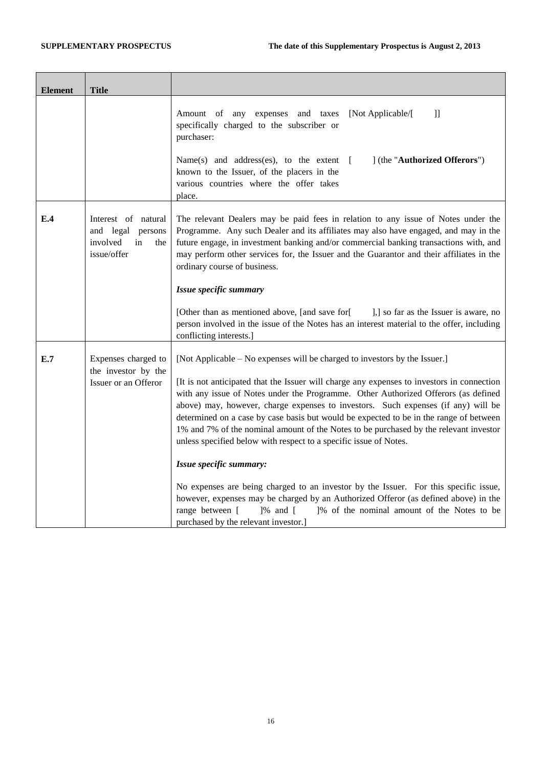| Element | Title | |
|---|---|---|
| | | Amount of any expenses and taxes specifically charged to the subscriber or purchaser: [Not Applicable/[ ]]<br><br>Name(s) and address(es), to the extent known to the Issuer, of the placers in the various countries where the offer takes place. [ ] (the "**Authorized Offerors**") |
| **E.4** | Interest of natural and legal persons involved in the issue/offer | The relevant Dealers may be paid fees in relation to any issue of Notes under the Programme. Any such Dealer and its affiliates may also have engaged, and may in the future engage, in investment banking and/or commercial banking transactions with, and may perform other services for, the Issuer and the Guarantor and their affiliates in the ordinary course of business.<br><br>***Issue specific summary***<br><br>[Other than as mentioned above, [and save for[ ],] so far as the Issuer is aware, no person involved in the issue of the Notes has an interest material to the offer, including conflicting interests.] |
| **E.7** | Expenses charged to the investor by the Issuer or an Offeror | [Not Applicable – No expenses will be charged to investors by the Issuer.]<br><br>[It is not anticipated that the Issuer will charge any expenses to investors in connection with any issue of Notes under the Programme. Other Authorized Offerors (as defined above) may, however, charge expenses to investors. Such expenses (if any) will be determined on a case by case basis but would be expected to be in the range of between 1% and 7% of the nominal amount of the Notes to be purchased by the relevant investor unless specified below with respect to a specific issue of Notes.<br><br>***Issue specific summary:***<br><br>No expenses are being charged to an investor by the Issuer. For this specific issue, however, expenses may be charged by an Authorized Offeror (as defined above) in the range between [ ]% and [ ]% of the nominal amount of the Notes to be purchased by the relevant investor.] |